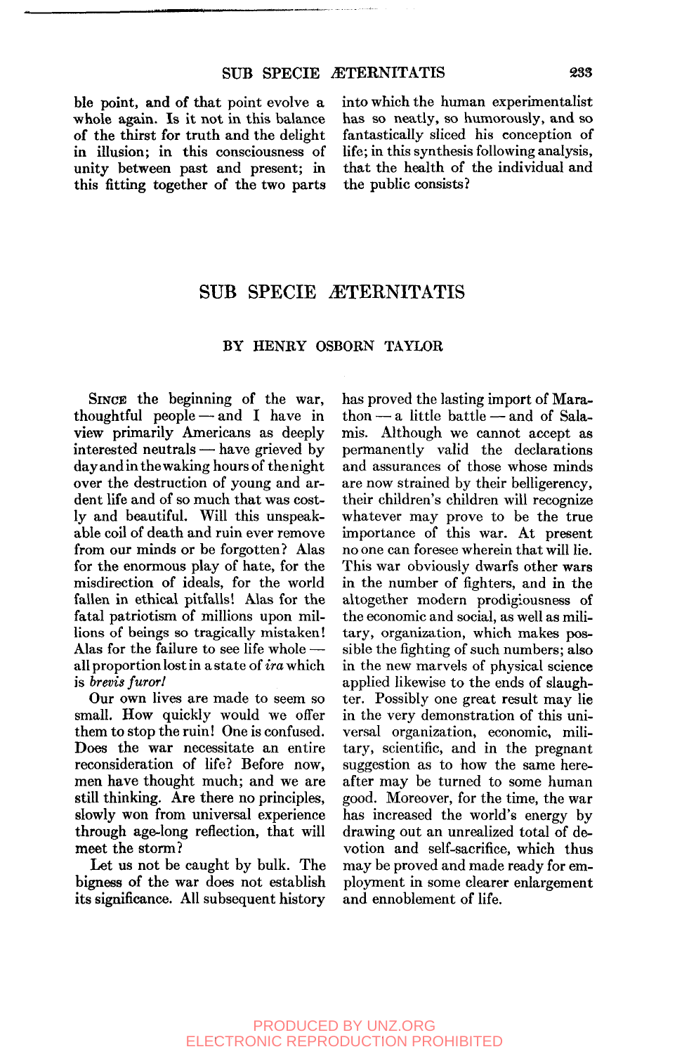ble point, and of that point evolve a whole again. Is it not in this balance of the thirst for truth and the delight in illusion; in this consciousness of unity between past and present; in this fitting together of the two parts into which the human experimentalist has so neatly, so humorously, and so fantastically sliced his conception of life; in this synthesis following analysis, that the health of the individual and the public consists?

# SUB SPECIE ÆTERNITATIS

### BY HENRY OSBORN TAYLOR

SINCE the beginning of the war, thoughtful people — and I have in view primarily Americans as deeply interested neutrals — have grieved by day and in the waking hours of the night over the destruction of young and ardent life and of so much that was costly and beautiful. Will this unspeakable coil of death and ruin ever remove from our minds or be forgotten? Alas for the enormous play of hate, for the misdirection of ideals, for the world fallen in ethical pitfalls! Alas for the fatal patriotism of millions upon millions of beings so tragically mistaken! Alas for the failure to see life whole — all proportion lost in a state of *ira* which is *brevis furor!*

Our own lives are made to seem so small. How quickly would we offer them to stop the ruin! One is confused. Does the war necessitate an entire reconsideration of life? Before now, men have thought much; and we are still thinking. Are there no principles, slowly won from universal experience through age-long reflection, that will meet the storm?

Let us not be caught by bulk. The bigness of the war does not establish its significance. All subsequent history has proved the lasting import of Marathon — a little battle — and of Salamis. Although we cannot accept as permanently valid the declarations and assurances of those whose minds are now strained by their belligerency, their children's children will recognize whatever may prove to be the true importance of this war. At present no one can foresee wherein that will lie. This war obviously dwarfs other wars in the number of fighters, and in the altogether modern prodigiousness of the economic and social, as well as military, organization, which makes possible the fighting of such numbers; also in the new marvels of physical science applied likewise to the ends of slaughter. Possibly one great result may lie in the very demonstration of this universal organization, economic, military, scientific, and in the pregnant suggestion as to how the same hereafter may be turned to some human good. Moreover, for the time, the war has increased the world's energy by drawing out an unrealized total of devotion and self-sacrifice, which thus may be proved and made ready for employment in some clearer enlargement and ennoblement of life.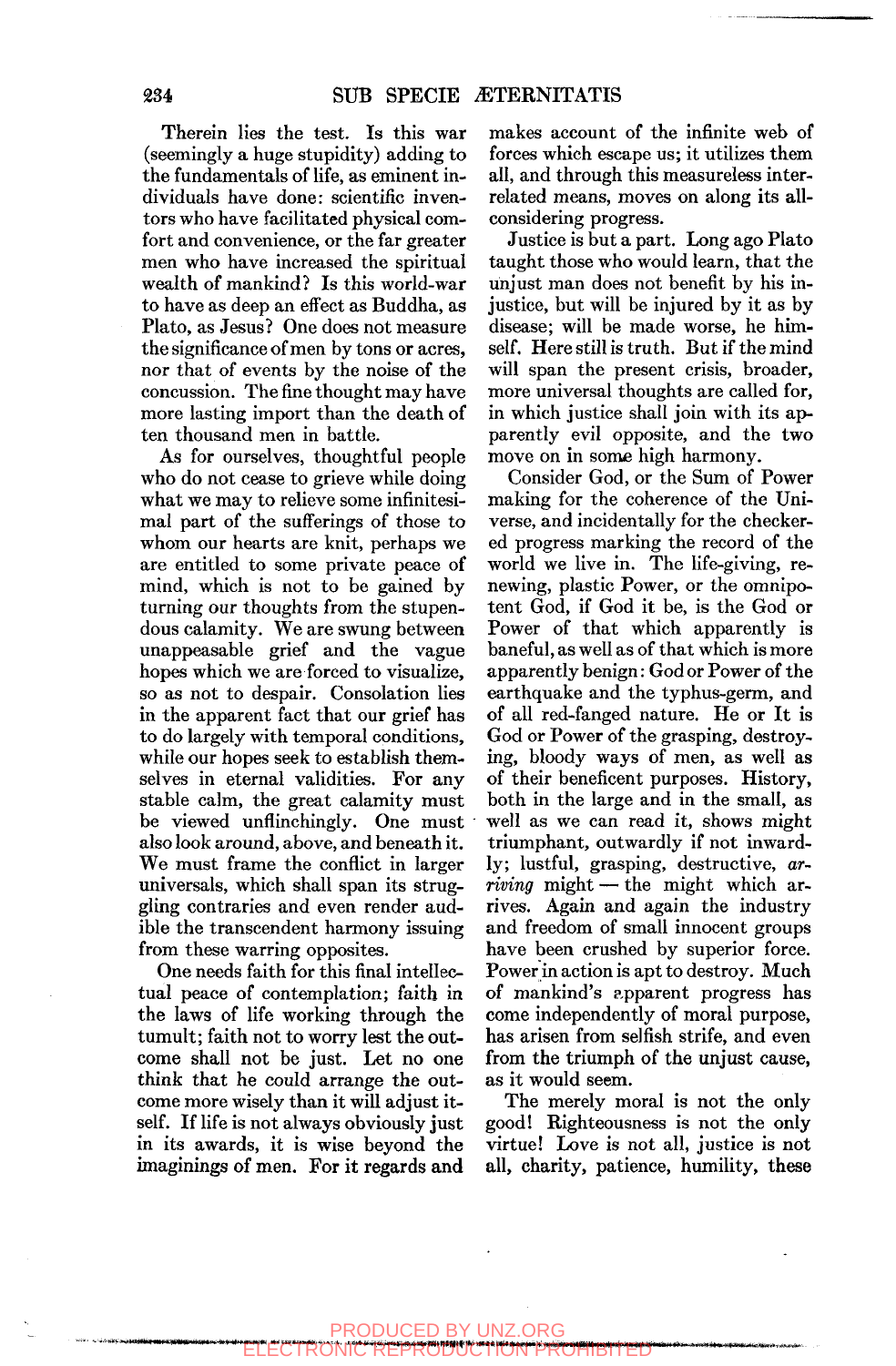Therein lies the test. Is this war (seemingly a huge stupidity) adding to the fundamentals of life, as eminent individuals have done: scientific inventors who have facilitated physical comfort and convenience, or the far greater men who have increased the spiritual wealth of mankind? Is this world-war to have as deep an effect as Buddha, as Plato, as Jesus? One does not measure the significance of men by tons or acres, nor that of events by the noise of the concussion. The fine thought may have more lasting import than the death of ten thousand men in battle.

As for ourselves, thoughtful people who do not cease to grieve while doing what we may to relieve some infinitesimal part of the sufferings of those to whom our hearts are knit, perhaps we are entitled to some private peace of mind, which is not to be gained by turning our thoughts from the stupendous calamity. We are swung between unappeasable grief and the vague hopes which we are forced to visualize, so as not to despair. Consolation lies in the apparent fact that our grief has to do largely with temporal conditions, while our hopes seek to establish themselves in eternal validities. For any stable calm, the great calamity must be viewed unflinchingly. One must also look around, above, and beneath it. We must frame the conflict in larger universals, which shall span its struggling contraries and even render audible the transcendent harmony issuing from these warring opposites.

One needs faith for this final intellectual peace of contemplation; faith in the laws of life working through the tumult; faith not to worry lest the outcome shall not be just. Let no one think that he could arrange the outcome more wisely than it will adjust itself. If life is not always obviously just in its awards, it is wise beyond the imaginings of men. For it regards and makes account of the infinite web of forces which escape us; it utilizes them all, and through this measureless interrelated means, moves on along its all-considering progress.

Justice is but a part. Long ago Plato taught those who would learn, that the unjust man does not benefit by his injustice, but will be injured by it as by disease; will be made worse, he himself. Here still is truth. But if the mind will span the present crisis, broader, more universal thoughts are called for, in which justice shall join with its apparently evil opposite, and the two move on in some high harmony.

Consider God, or the Sum of Power making for the coherence of the Universe, and incidentally for the checkered progress marking the record of the world we live in. The life-giving, renewing, plastic Power, or the omnipotent God, if God it be, is the God or Power of that which apparently is baneful, as well as of that which is more apparently benign: God or Power of the earthquake and the typhus-germ, and of all red-fanged nature. He or It is God or Power of the grasping, destroying, bloody ways of men, as well as of their beneficent purposes. History, both in the large and in the small, as well as we can read it, shows might triumphant, outwardly if not inwardly; lustful, grasping, destructive, *arriving* might — the might which arrives. Again and again the industry and freedom of small innocent groups have been crushed by superior force. Power in action is apt to destroy. Much of mankind's apparent progress has come independently of moral purpose, has arisen from selfish strife, and even from the triumph of the unjust cause, as it would seem.

The merely moral is not the only good! Righteousness is not the only virtue! Love is not all, justice is not all, charity, patience, humility, these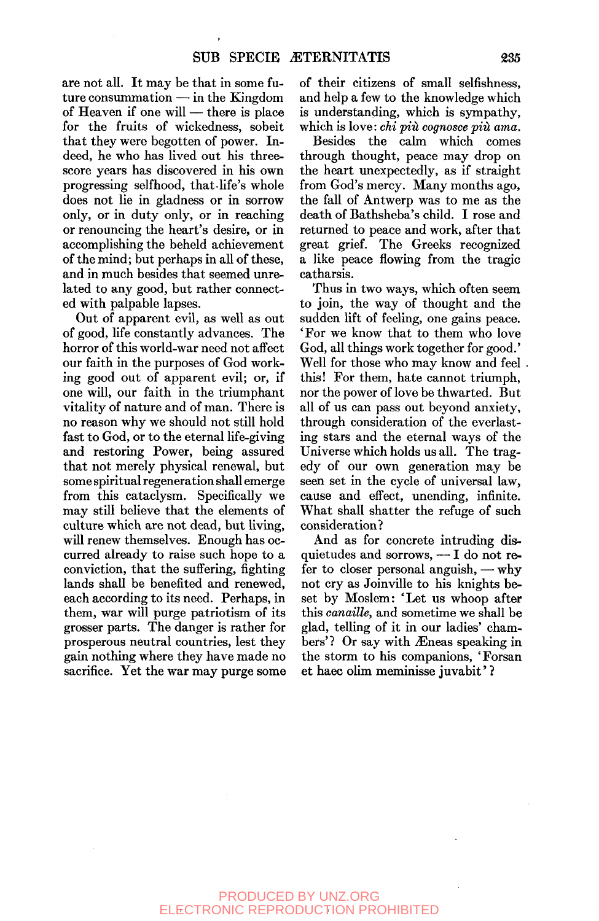are not all. It may be that in some future consummation — in the Kingdom of Heaven if one will — there is place for the fruits of wickedness, sobeit that they were begotten of power. Indeed, he who has lived out his threescore years has discovered in his own progressing selfhood, that life's whole does not lie in gladness or in sorrow only, or in duty only, or in reaching or renouncing the heart's desire, or in accomplishing the beheld achievement of the mind; but perhaps in all of these, and in much besides that seemed unrelated to any good, but rather connected with palpable lapses.

Out of apparent evil, as well as out of good, life constantly advances. The horror of this world-war need not affect our faith in the purposes of God working good out of apparent evil; or, if one will, our faith in the triumphant vitality of nature and of man. There is no reason why we should not still hold fast to God, or to the eternal life-giving and restoring Power, being assured that not merely physical renewal, but some spiritual regeneration shall emerge from this cataclysm. Specifically we may still believe that the elements of culture which are not dead, but living, will renew themselves. Enough has occurred already to raise such hope to a conviction, that the suffering, fighting lands shall be benefited and renewed, each according to its need. Perhaps, in them, war will purge patriotism of its grosser parts. The danger is rather for prosperous neutral countries, lest they gain nothing where they have made no sacrifice. Yet the war may purge some of their citizens of small selfishness, and help a few to the knowledge which is understanding, which is sympathy, which is love: *chi più cognosce più ama.*

Besides the calm which comes through thought, peace may drop on the heart unexpectedly, as if straight from God's mercy. Many months ago, the fall of Antwerp was to me as the death of Bathsheba's child. I rose and returned to peace and work, after that great grief. The Greeks recognized a like peace flowing from the tragic catharsis.

Thus in two ways, which often seem to join, the way of thought and the sudden lift of feeling, one gains peace. 'For we know that to them who love God, all things work together for good.' Well for those who may know and feel this! For them, hate cannot triumph, nor the power of love be thwarted. But all of us can pass out beyond anxiety, through consideration of the everlasting stars and the eternal ways of the Universe which holds us all. The tragedy of our own generation may be seen set in the cycle of universal law, cause and effect, unending, infinite. What shall shatter the refuge of such consideration?

And as for concrete intruding disquietudes and sorrows, — I do not refer to closer personal anguish, — why not cry as Joinville to his knights beset by Moslem: 'Let us whoop after this *canaille*, and sometime we shall be glad, telling of it in our ladies' chambers'? Or say with Æneas speaking in the storm to his companions, 'Forsan et haec olim meminisse juvabit'?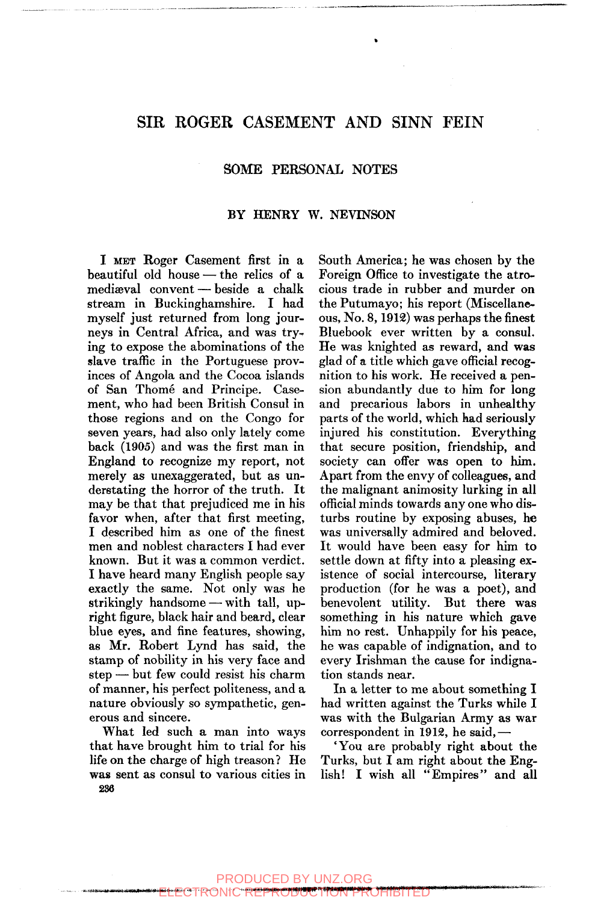# SIR ROGER CASEMENT AND SINN FEIN

## SOME PERSONAL NOTES

### BY HENRY W. NEVINSON

I MET Roger Casement first in a beautiful old house — the relics of a mediæval convent — beside a chalk stream in Buckinghamshire. I had myself just returned from long journeys in Central Africa, and was trying to expose the abominations of the slave traffic in the Portuguese provinces of Angola and the Cocoa islands of San Thomé and Principe. Casement, who had been British Consul in those regions and on the Congo for seven years, had also only lately come back (1905) and was the first man in England to recognize my report, not merely as unexaggerated, but as understating the horror of the truth. It may be that that prejudiced me in his favor when, after that first meeting, I described him as one of the finest men and noblest characters I had ever known. But it was a common verdict. I have heard many English people say exactly the same. Not only was he strikingly handsome — with tall, upright figure, black hair and beard, clear blue eyes, and fine features, showing, as Mr. Robert Lynd has said, the stamp of nobility in his very face and step — but few could resist his charm of manner, his perfect politeness, and a nature obviously so sympathetic, generous and sincere.

What led such a man into ways that have brought him to trial for his life on the charge of high treason? He was sent as consul to various cities in South America; he was chosen by the Foreign Office to investigate the atrocious trade in rubber and murder on the Putumayo; his report (Miscellaneous, No. 8, 1912) was perhaps the finest Bluebook ever written by a consul. He was knighted as reward, and was glad of a title which gave official recognition to his work. He received a pension abundantly due to him for long and precarious labors in unhealthy parts of the world, which had seriously injured his constitution. Everything that secure position, friendship, and society can offer was open to him. Apart from the envy of colleagues, and the malignant animosity lurking in all official minds towards any one who disturbs routine by exposing abuses, he was universally admired and beloved. It would have been easy for him to settle down at fifty into a pleasing existence of social intercourse, literary production (for he was a poet), and benevolent utility. But there was something in his nature which gave him no rest. Unhappily for his peace, he was capable of indignation, and to every Irishman the cause for indignation stands near.

In a letter to me about something I had written against the Turks while I was with the Bulgarian Army as war correspondent in 1912, he said, —

'You are probably right about the Turks, but I am right about the English! I wish all "Empires" and all